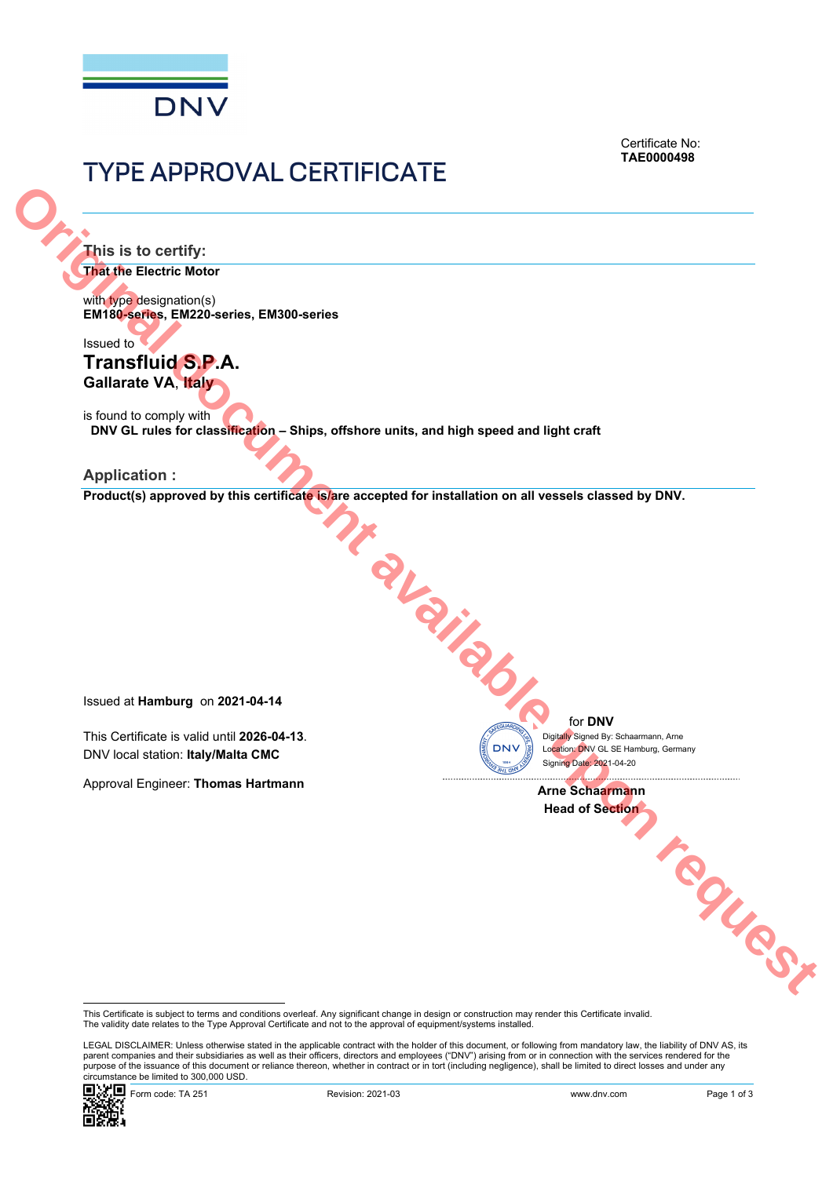DNV

Certificate No:
**TAE0000498**

# TYPE APPROVAL CERTIFICATE

Original document available upon request

## This is to certify:

**That the Electric Motor**

with type designation(s)
**EM180-series, EM220-series, EM300-series**

Issued to
**Transfluid S.P.A.**
**Gallarate VA, Italy**

is found to comply with
**DNV GL rules for classification – Ships, offshore units, and high speed and light craft**

## Application :

**Product(s) approved by this certificate is/are accepted for installation on all vessels classed by DNV.**

Issued at **Hamburg** on **2021-04-14**

This Certificate is valid until **2026-04-13**.
DNV local station: **Italy/Malta CMC**

Approval Engineer: **Thomas Hartmann**

for **DNV**
Digitally Signed By: Schaarmann, Arne
Location: DNV GL SE Hamburg, Germany
Signing Date: 2021-04-20

**Arne Schaarmann**
**Head of Section**

This Certificate is subject to terms and conditions overleaf. Any significant change in design or construction may render this Certificate invalid.
The validity date relates to the Type Approval Certificate and not to the approval of equipment/systems installed.

LEGAL DISCLAIMER: Unless otherwise stated in the applicable contract with the holder of this document, or following from mandatory law, the liability of DNV AS, its parent companies and their subsidiaries as well as their officers, directors and employees ("DNV") arising from or in connection with the services rendered for the purpose of the issuance of this document or reliance thereon, whether in contract or in tort (including negligence), shall be limited to direct losses and under any circumstance be limited to 300,000 USD.

Form code: TA 251 Revision: 2021-03 www.dnv.com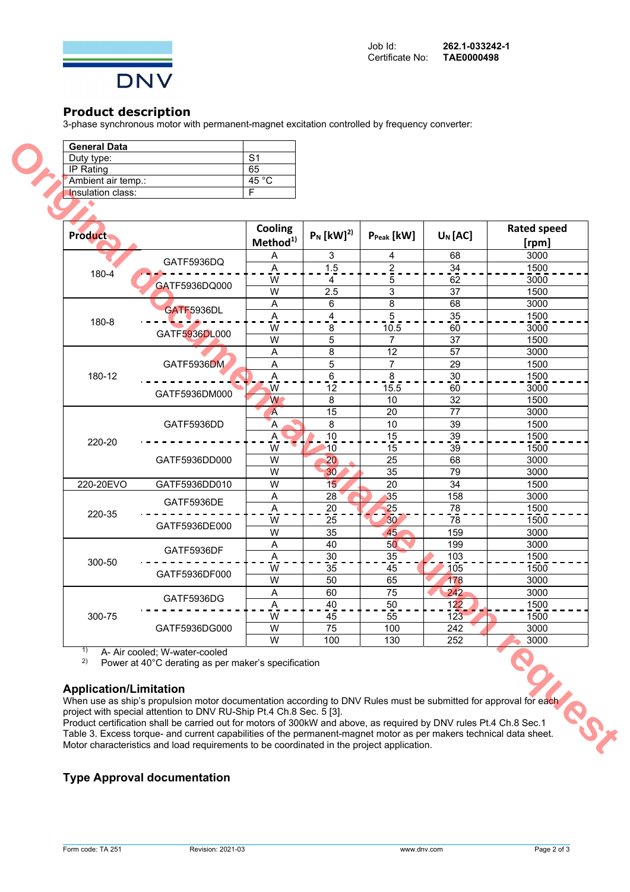Job Id: **262.1-033242-1**
Certificate No: **TAE0000498**

## Product description

3-phase synchronous motor with permanent-magnet excitation controlled by frequency converter:

| General Data | |
|---|---|
| Duty type: | S1 |
| IP Rating | 65 |
| Ambient air temp.: | 45 °C |
| Insulation class: | F |

| Product | | Cooling Method[1] | $P_N$ [kW][2] | $P_{Peak}$ [kW] | $U_N$ [AC] | Rated speed [rpm] |
|---|---|---|---|---|---|---|
| 180-4 | GATF5936DQ | A | 3 | 4 | 68 | 3000 |
| | | A | 1.5 | 2 | 34 | 1500 |
| | GATF5936DQ000 | W | 4 | 5 | 62 | 3000 |
| | | W | 2.5 | 3 | 37 | 1500 |
| 180-8 | GATF5936DL | A | 6 | 8 | 68 | 3000 |
| | | A | 4 | 5 | 35 | 1500 |
| | GATF5936DL000 | W | 8 | 10.5 | 60 | 3000 |
| | | W | 5 | 7 | 37 | 1500 |
| 180-12 | GATF5936DM | A | 8 | 12 | 57 | 3000 |
| | | A | 5 | 7 | 29 | 1500 |
| | | A | 6 | 8 | 30 | 1500 |
| | GATF5936DM000 | W | 12 | 15.5 | 60 | 3000 |
| | | W | 8 | 10 | 32 | 1500 |
| 220-20 | GATF5936DD | A | 15 | 20 | 77 | 3000 |
| | | A | 8 | 10 | 39 | 1500 |
| | | A | 10 | 15 | 39 | 1500 |
| | GATF5936DD000 | W | 10 | 15 | 39 | 1500 |
| | | W | 20 | 25 | 68 | 3000 |
| | | W | 30 | 35 | 79 | 3000 |
| 220-20EVO | GATF5936DD010 | W | 15 | 20 | 34 | 1500 |
| 220-35 | GATF5936DE | A | 28 | 35 | 158 | 3000 |
| | | A | 20 | 25 | 78 | 1500 |
| | GATF5936DE000 | W | 25 | 30 | 78 | 1500 |
| | | W | 35 | 45 | 159 | 3000 |
| 300-50 | GATF5936DF | A | 40 | 50 | 199 | 3000 |
| | | A | 30 | 35 | 103 | 1500 |
| | GATF5936DF000 | W | 35 | 45 | 105 | 1500 |
| | | W | 50 | 65 | 178 | 3000 |
| 300-75 | GATF5936DG | A | 60 | 75 | 242 | 3000 |
| | | A | 40 | 50 | 122 | 1500 |
| | GATF5936DG000 | W | 45 | 55 | 123 | 1500 |
| | | W | 75 | 100 | 242 | 3000 |
| | | W | 100 | 130 | 252 | 3000 |

[1] A- Air cooled; W-water-cooled
[2] Power at 40°C derating as per maker's specification

## Application/Limitation

When use as ship's propulsion motor documentation according to DNV Rules must be submitted for approval for each project with special attention to DNV RU-Ship Pt.4 Ch.8 Sec. 5 [3].
Product certification shall be carried out for motors of 300kW and above, as required by DNV rules Pt.4 Ch.8 Sec.1 Table 3. Excess torque- and current capabilities of the permanent-magnet motor as per makers technical data sheet. Motor characteristics and load requirements to be coordinated in the project application.

## Type Approval documentation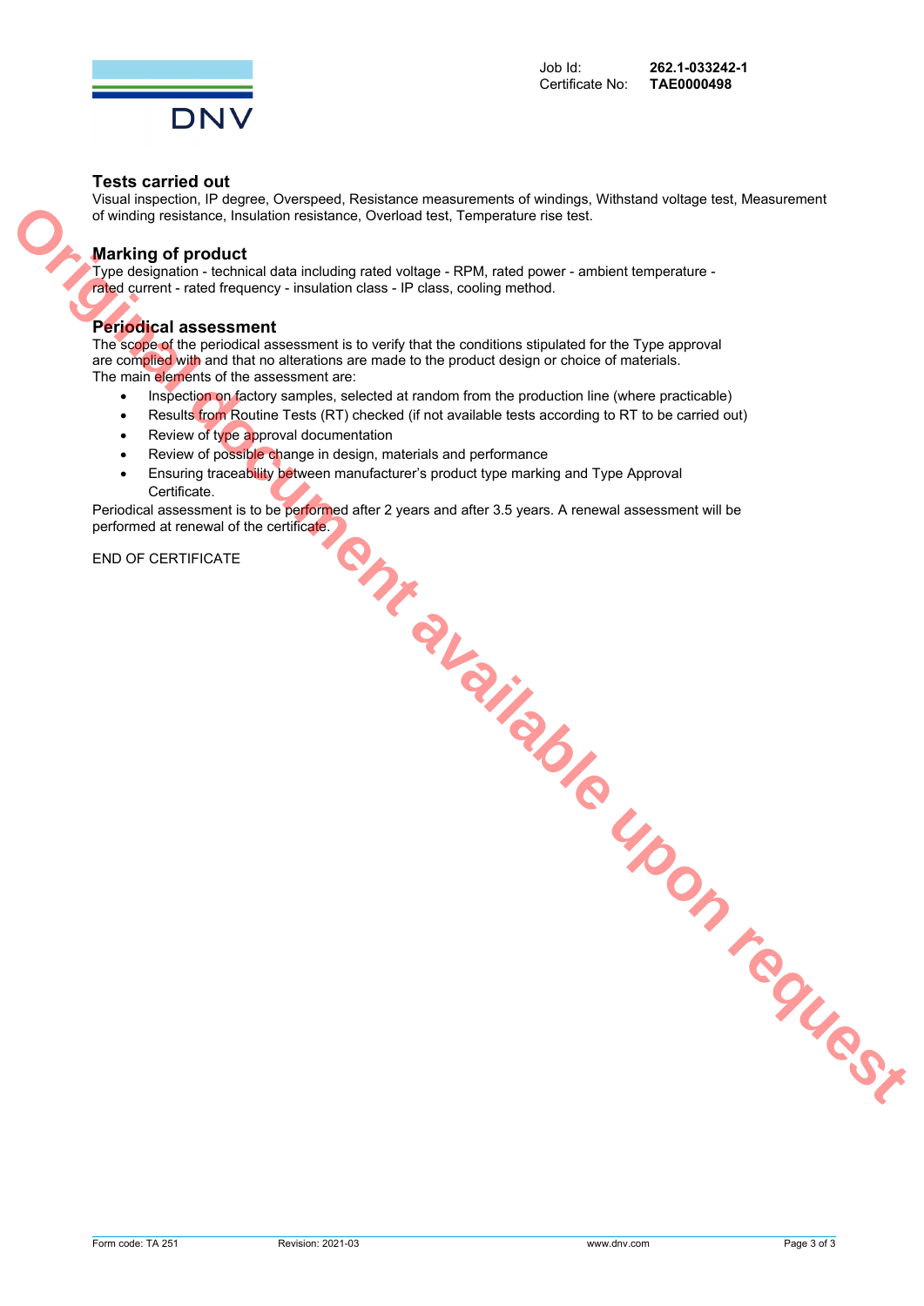Job Id: **262.1-033242-1**
Certificate No: **TAE0000498**

## Tests carried out

Visual inspection, IP degree, Overspeed, Resistance measurements of windings, Withstand voltage test, Measurement of winding resistance, Insulation resistance, Overload test, Temperature rise test.

## Marking of product

Type designation - technical data including rated voltage - RPM, rated power - ambient temperature - rated current - rated frequency - insulation class - IP class, cooling method.

## Periodical assessment

The scope of the periodical assessment is to verify that the conditions stipulated for the Type approval are complied with and that no alterations are made to the product design or choice of materials.
The main elements of the assessment are:

- Inspection on factory samples, selected at random from the production line (where practicable)
- Results from Routine Tests (RT) checked (if not available tests according to RT to be carried out)
- Review of type approval documentation
- Review of possible change in design, materials and performance
- Ensuring traceability between manufacturer's product type marking and Type Approval Certificate.

Periodical assessment is to be performed after 2 years and after 3.5 years. A renewal assessment will be performed at renewal of the certificate.

END OF CERTIFICATE

Original document available upon request